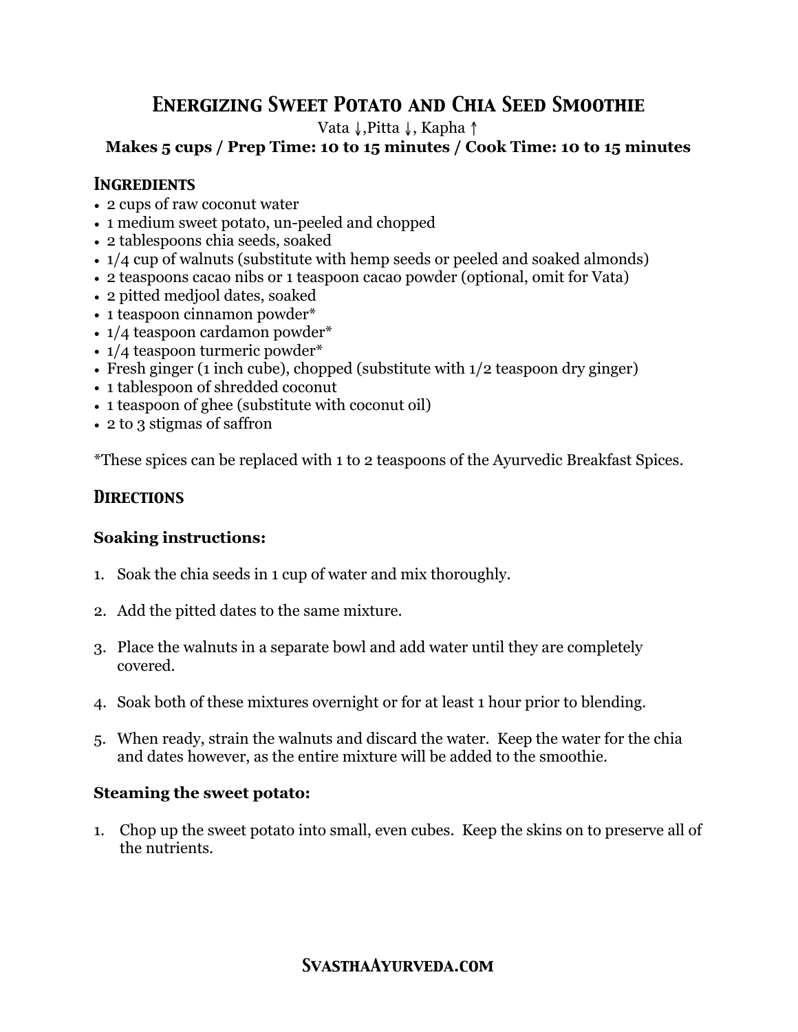# Energizing Sweet Potato and Chia Seed Smoothie

Vata ↓,Pitta ↓, Kapha ↑

**Makes 5 cups / Prep Time: 10 to 15 minutes / Cook Time: 10 to 15 minutes**

## Ingredients

- 2 cups of raw coconut water
- 1 medium sweet potato, un-peeled and chopped
- 2 tablespoons chia seeds, soaked
- 1/4 cup of walnuts (substitute with hemp seeds or peeled and soaked almonds)
- 2 teaspoons cacao nibs or 1 teaspoon cacao powder (optional, omit for Vata)
- 2 pitted medjool dates, soaked
- 1 teaspoon cinnamon powder*
- 1/4 teaspoon cardamon powder*
- 1/4 teaspoon turmeric powder*
- Fresh ginger (1 inch cube), chopped (substitute with 1/2 teaspoon dry ginger)
- 1 tablespoon of shredded coconut
- 1 teaspoon of ghee (substitute with coconut oil)
- 2 to 3 stigmas of saffron

*These spices can be replaced with 1 to 2 teaspoons of the Ayurvedic Breakfast Spices.

## Directions

**Soaking instructions:**

1. Soak the chia seeds in 1 cup of water and mix thoroughly.
2. Add the pitted dates to the same mixture.
3. Place the walnuts in a separate bowl and add water until they are completely covered.
4. Soak both of these mixtures overnight or for at least 1 hour prior to blending.
5. When ready, strain the walnuts and discard the water. Keep the water for the chia and dates however, as the entire mixture will be added to the smoothie.

**Steaming the sweet potato:**

1. Chop up the sweet potato into small, even cubes. Keep the skins on to preserve all of the nutrients.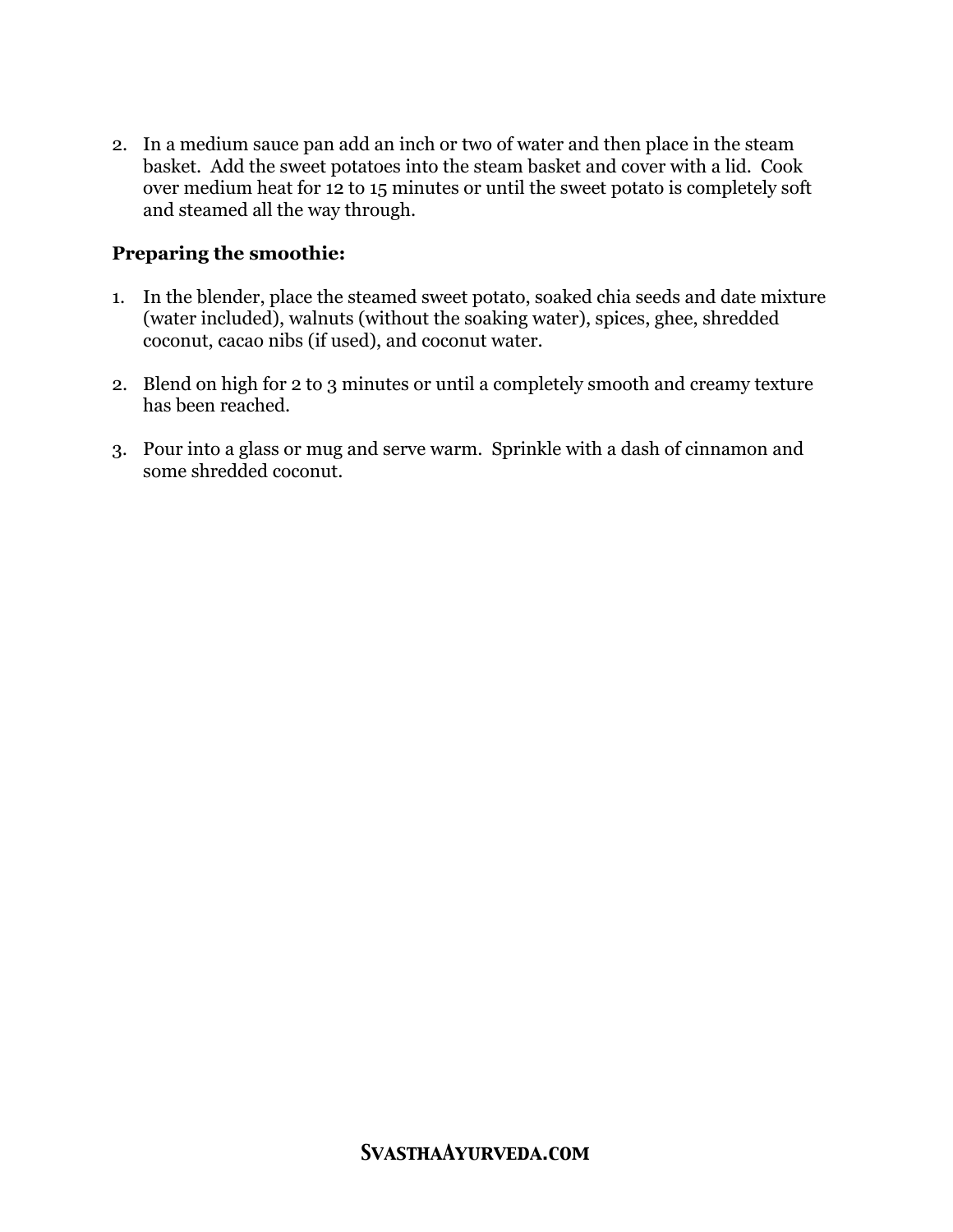2. In a medium sauce pan add an inch or two of water and then place in the steam basket. Add the sweet potatoes into the steam basket and cover with a lid. Cook over medium heat for 12 to 15 minutes or until the sweet potato is completely soft and steamed all the way through.

**Preparing the smoothie:**

1. In the blender, place the steamed sweet potato, soaked chia seeds and date mixture (water included), walnuts (without the soaking water), spices, ghee, shredded coconut, cacao nibs (if used), and coconut water.

2. Blend on high for 2 to 3 minutes or until a completely smooth and creamy texture has been reached.

3. Pour into a glass or mug and serve warm. Sprinkle with a dash of cinnamon and some shredded coconut.